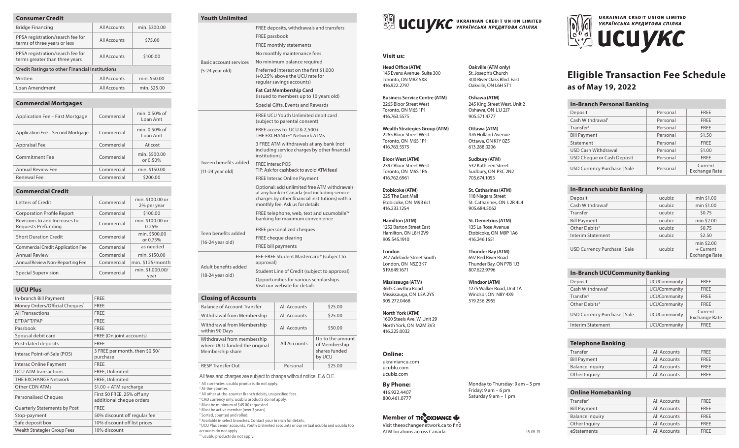## Consumer Credit

| Consumer Credit | | |
|---|---|---|
| Bridge Financing | All Accounts | min. $300.00 |
| PPSA registration/search fee for terms of three years or less | All Accounts | $75.00 |
| PPSA registration/search fee for terms greater than three years | All Accounts | $100.00 |
| **Credit Ratings to other Financial Institutions** | | |
| Written | All Accounts | min. $50.00 |
| Loan Amendment | All Accounts | min. $25.00 |

## Commercial Mortgages

| Commercial Mortgages | | |
|---|---|---|
| Application Fee – First Mortgage | Commercial | min. 0.50% of Loan Amt |
| Application Fee – Second Mortgage | Commercial | min. 0.50% of Loan Amt |
| Appraisal Fee | Commercial | At cost |
| Commitment Fee | Commercial | min. $500.00 or 0.50% |
| Annual Review Fee | Commercial | min. $150.00 |
| Renewal Fee | Commercial | $200.00 |

## Commercial Credit

| Commercial Credit | | |
|---|---|---|
| Letters of Credit | Commercial | min. $100.00 or 2% per year |
| Corporation Profile Report | Commercial | $100.00 |
| Revisions to and Increases to Requests Prefunding | Commercial | min. $100.00 or 0.25% |
| Short Duration Credit | Commercial | min. $500.00 or 0.75% |
| Commercial Credit Application Fee | Commercial | as needed |
| Annual Review | Commercial | min. $150.00 |
| Annual Review Non-Reporting Fee | Commercial | min. $125/month |
| Special Supervision | Commercial | min. $1,000.00/year |

## UCU Plus

| UCU Plus | |
|---|---|
| In-branch Bill Payment | FREE |
| Money Orders/Official Cheques[1] | FREE |
| All Transactions | FREE |
| EFT/AFT/PAP | FREE |
| Passbook | FREE |
| Spousal debit card | FREE (On joint accounts) |
| Post-dated deposits | FREE |
| Interac Point-of-Sale (POS) | 3 FREE per month, then $0.50/purchase |
| Interac Online Payment | FREE |
| UCU ATM transactions | FREE, Unlimited |
| THE EXCHANGE Network | FREE, Unlimited |
| Other CDN ATMs | $1.00 + ATM surcharge |
| Personalised Cheques | First 50 FREE, 25% off any additional cheque orders |
| Quarterly Statements by Post | FREE |
| Stop-payment | 50% discount off regular fee |
| Safe deposit box | 10% discount off list prices |
| Wealth Strategies Group Fees | 10% discount |

## Youth Unlimited

| Youth Unlimited | |
|---|---|
| Basic account services (5-24 year old) | FREE deposits, withdrawals and transfers<br>FREE passbook<br>FREE monthly statements<br>No monthly maintenance fees<br>No minimum balance required<br>Preferred interest on the first $1,000 (+0.25% above the UCU rate for regular savings accounts)<br>**Fat Cat Membership Card** (issued to members up to 10 years old)<br>Special Gifts, Events and Rewards |
| Tween benefits added (11-24 year old) | FREE UCU Youth Unlimited debit card (subject to parental consent)<br>FREE access to UCU & 2,500+ THE EXCHANGE® Network ATMs<br>3 FREE ATM withdrawals at any bank (not including service charges by other financial institutions)<br>FREE Interac POS<br>TIP: Ask for cashback to avoid ATM fees!<br>FREE Interac Online Payment<br>Optional: add unlimited free ATM withdrawals at any bank in Canada (not including service charges by other financial institutions) with a monthly fee. Ask us for details<br>FREE telephone, web, text and ucumobile™ banking for maximum convenience |
| Teen benefits added (16-24 year old) | FREE personalized cheques<br>FREE cheque clearing<br>FREE bill payments |
| Adult benefits added (18-24 year old) | FEE-FREE Student Mastercard® (subject to approval)<br>Student Line of Credit (subject to approval)<br>Opportunities for various scholarships. Visit our website for details |

## Closing of Accounts

| Closing of Accounts | | |
|---|---|---|
| Balance of Account Transfer | All Accounts | $25.00 |
| Withdrawal from Membership | All Accounts | $25.00 |
| Withdrawal from Membership within 90 Days | All Accounts | $50.00 |
| Withdrawal from membership where UCU funded the original Membership share | All Accounts | Up to the amount of Membership shares funded by UCU |
| RESP Transfer Out | Personal | $25.00 |

All fees and charges are subject to change without notice. E.&.O.E.

[1] All currencies. ucublu products do not apply.
[2] At-the-counter.
[3] All other at-the-counter Branch debits, unspecified fees.
[4] CAD currency only. ucublu products do not apply.
[5] Must be minimum of $45.00 requested.
[6] Must be active member (over 3 years).
[7] Sorted, counted and rolled.
[8] Available in select branches. Contact your branch for details.
[9] UCU Plus Senior accounts, Youth Unlimited accounts or our virtual ucublu and ucublu too accounts do not apply.
[10] ucublu products do not apply.

# UCU УКС — UKRAINIAN CREDIT UNION LIMITED / УКРАЇНСЬКА КРЕДИТОВА СПІЛКА

### Visit us:

**Head Office (ATM)**
145 Evans Avenue, Suite 300
Toronto, ON M8Z 5X8
416.922.2797

**Business Service Centre (ATM)**
2265 Bloor Street West
Toronto, ON M6S 1P1
416.763.5575

**Wealth Strategies Group (ATM)**
2265 Bloor Street West
Toronto, ON M6S 1P1
416.763.5575

**Bloor West (ATM)**
2397 Bloor Street West
Toronto, ON M6S 1P6
416.762.6961

**Etobicoke (ATM)**
225 The East Mall
Etobicoke, ON M9B 6J1
416.233.1254

**Hamilton (ATM)**
1252 Barton Street East
Hamilton, ON L8H 2V9
905.545.1910

**London**
247 Adelaide Street South
London, ON N5Z 3K7
519.649.1671

**Mississauga (ATM)**
3635 Cawthra Road
Mississauga, ON L5A 2Y5
905.272.0468

**North York (ATM)**
1600 Steels Ave. W, Unit 29
North York, ON M2M 3V3
416.225.0032

**Oakville (ATM only)**
St. Joseph's Church
300 River Oaks Blvd. East
Oakville, ON L6H 5T1

**Oshawa (ATM)**
245 King Street West, Unit 2
Oshawa, ON L1J 2J7
905.571.4777

**Ottawa (ATM)**
476 Holland Avenue
Ottawa, ON K1Y 0Z5
613.288.0206

**Sudbury (ATM)**
532 Kathleen Street
Sudbury, ON P3C 2N2
705.674.1055

**St. Catharines (ATM)**
118 Niagara Street
St. Catharines, ON L2R 4L4
905.684.5062

**St. Demetrius (ATM)**
135 La Rose Avenue
Etobicoke, ON M9P 1A6
416.246.1651

**Thunder Bay (ATM)**
697 Red River Road
Thunder Bay, ON P7B 1J3
807.622.9796

**Windsor (ATM)**
1275 Walker Road, Unit 1A
Windsor, ON N8Y 4X9
519.256.2955

### Online:

ukrainiancu.com
ucublu.com
ucubiz.com

### By Phone:

416.922.4407
800.461.0777

Monday to Thursday: 9 am – 5 pm
Friday: 9 am – 6 pm
Saturday 9 am – 1 pm

**Member of THE EXCHANGE**
Visit theexchangenetwork.ca to find ATM locations across Canada

15-05-19

# UKRAINIAN CREDIT UNION LIMITED / УКРАЇНСЬКА КРЕДИТОВА СПІЛКА — UCU УКС

# Eligible Transaction Fee Schedule
## as of May 19, 2022

| In-Branch Personal Banking | | |
|---|---|---|
| Deposit[1] | Personal | FREE |
| Cash Withdrawal[1] | Personal | FREE |
| Transfer[1] | Personal | FREE |
| Bill Payment | Personal | $1.50 |
| Statement | Personal | FREE |
| USD Cash Withdrawal | Personal | $1.00 |
| USD Cheque or Cash Deposit | Personal | FREE |
| USD Currency Purchase \| Sale | Personal | Current Exchange Rate |

| In-Branch ucubiz Banking | | |
|---|---|---|
| Deposit | ucubiz | min $1.00 |
| Cash Withdrawal[1] | ucubiz | min $1.00 |
| Transfer | ucubiz | $0.75 |
| Bill Payment | ucubiz | min $2.00 |
| Other Debits[3] | ucubiz | $0.75 |
| Interim Statement | ucubiz | $2.50 |
| USD Currency Purchase \| Sale | ucubiz | min $2.00 + Current Exchange Rate |

| In-Branch UCUCommunity Banking | | |
|---|---|---|
| Deposit | UCUCommunity | FREE |
| Cash Withdrawal[1] | UCUCommunity | FREE |
| Transfer[2] | UCUCommunity | FREE |
| Other Debits[3] | UCUCommunity | FREE |
| USD Currency Purchase \| Sale | UCUCommunity | Current Exchange Rate |
| Interim Statement | UCUCommunity | FREE |

| Telephone Banking | | |
|---|---|---|
| Transfer | All Accounts | FREE |
| Bill Payment | All Accounts | FREE |
| Balance Inquiry | All Accounts | FREE |
| Other Inquiry | All Accounts | FREE |

| Online Homebanking | | |
|---|---|---|
| Transfer[4] | All Accounts | FREE |
| Bill Payment | All Accounts | FREE |
| Balance Inquiry | All Accounts | FREE |
| Other Inquiry | All Accounts | FREE |
| eStatements | All Accounts | FREE |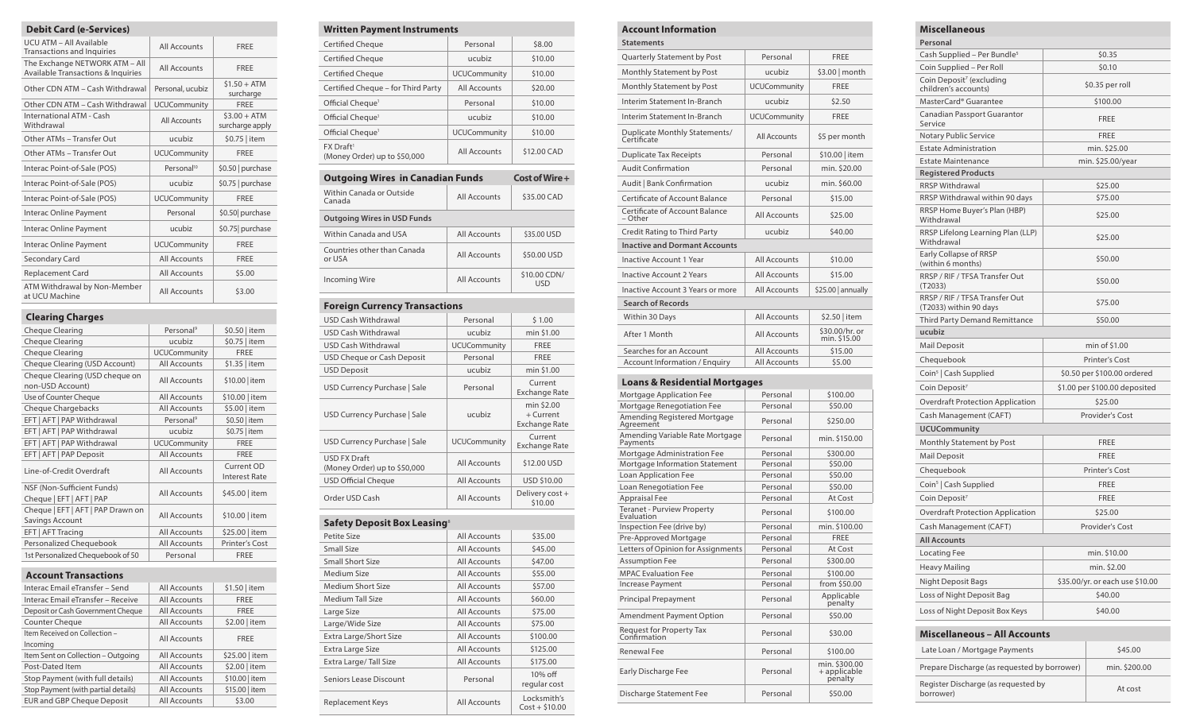## Debit Card (e-Services)

| | | |
|---|---|---|
| UCU ATM – All Available Transactions and Inquiries | All Accounts | FREE |
| The Exchange NETWORK ATM – All Available Transactions & Inquiries | All Accounts | FREE |
| Other CDN ATM – Cash Withdrawal | Personal, ucubiz | $1.50 + ATM surcharge |
| Other CDN ATM – Cash Withdrawal | UCUCommunity | FREE |
| International ATM - Cash Withdrawal | All Accounts | $3.00 + ATM surcharge apply |
| Other ATMs – Transfer Out | ucubiz | $0.75 \| item |
| Other ATMs – Transfer Out | UCUCommunity | FREE |
| Interac Point-of-Sale (POS) | Personal[10] | $0.50 \| purchase |
| Interac Point-of-Sale (POS) | ucubiz | $0.75 \| purchase |
| Interac Point-of-Sale (POS) | UCUCommunity | FREE |
| Interac Online Payment | Personal | $0.50\| purchase |
| Interac Online Payment | ucubiz | $0.75\| purchase |
| Interac Online Payment | UCUCommunity | FREE |
| Secondary Card | All Accounts | FREE |
| Replacement Card | All Accounts | $5.00 |
| ATM Withdrawal by Non-Member at UCU Machine | All Accounts | $3.00 |

## Clearing Charges

| | | |
|---|---|---|
| Cheque Clearing | Personal[9] | $0.50 \| item |
| Cheque Clearing | ucubiz | $0.75 \| item |
| Cheque Clearing | UCUCommunity | FREE |
| Cheque Clearing (USD Account) | All Accounts | $1.35 \| item |
| Cheque Clearing (USD cheque on non-USD Account) | All Accounts | $10.00 \| item |
| Use of Counter Cheque | All Accounts | $10.00 \| item |
| Cheque Chargebacks | All Accounts | $5.00 \| item |
| EFT \| AFT \| PAP Withdrawal | Personal[9] | $0.50 \| item |
| EFT \| AFT \| PAP Withdrawal | ucubiz | $0.75 \| item |
| EFT \| AFT \| PAP Withdrawal | UCUCommunity | FREE |
| EFT \| AFT \| PAP Deposit | All Accounts | FREE |
| Line-of-Credit Overdraft | All Accounts | Current OD Interest Rate |
| NSF (Non-Sufficient Funds) Cheque \| EFT \| AFT \| PAP | All Accounts | $45.00 \| item |
| Cheque \| EFT \| AFT \| PAP Drawn on Savings Account | All Accounts | $10.00 \| item |
| EFT \| AFT Tracing | All Accounts | $25.00 \| item |
| Personalized Chequebook | All Accounts | Printer's Cost |
| 1st Personalized Chequebook of 50 | Personal | FREE |

## Account Transactions

| | | |
|---|---|---|
| Interac Email eTransfer – Send | All Accounts | $1.50 \| item |
| Interac Email eTransfer – Receive | All Accounts | FREE |
| Deposit or Cash Government Cheque | All Accounts | FREE |
| Counter Cheque | All Accounts | $2.00 \| item |
| Item Received on Collection – Incoming | All Accounts | FREE |
| Item Sent on Collection – Outgoing | All Accounts | $25.00 \| item |
| Post-Dated Item | All Accounts | $2.00 \| item |
| Stop Payment (with full details) | All Accounts | $10.00 \| item |
| Stop Payment (with partial details) | All Accounts | $15.00 \| item |
| EUR and GBP Cheque Deposit | All Accounts | $3.00 |

## Written Payment Instruments

| | | |
|---|---|---|
| Certified Cheque | Personal | $8.00 |
| Certified Cheque | ucubiz | $10.00 |
| Certified Cheque | UCUCommunity | $10.00 |
| Certified Cheque – for Third Party | All Accounts | $20.00 |
| Official Cheque[1] | Personal | $10.00 |
| Official Cheque[1] | ucubiz | $10.00 |
| Official Cheque[1] | UCUCommunity | $10.00 |
| FX Draft[1] (Money Order) up to $50,000 | All Accounts | $12.00 CAD |

## Outgoing Wires in Canadian Funds

| | | Cost of Wire + |
|---|---|---|
| Within Canada or Outside Canada | All Accounts | $35.00 CAD |
| **Outgoing Wires in USD Funds** | | |
| Within Canada and USA | All Accounts | $35.00 USD |
| Countries other than Canada or USA | All Accounts | $50.00 USD |
| Incoming Wire | All Accounts | $10.00 CDN/ USD |

## Foreign Currency Transactions

| | | |
|---|---|---|
| USD Cash Withdrawal | Personal | $ 1.00 |
| USD Cash Withdrawal | ucubiz | min $1.00 |
| USD Cash Withdrawal | UCUCommunity | FREE |
| USD Cheque or Cash Deposit | Personal | FREE |
| USD Deposit | ucubiz | min $1.00 |
| USD Currency Purchase \| Sale | Personal | Current Exchange Rate |
| USD Currency Purchase \| Sale | ucubiz | min $2.00 + Current Exchange Rate |
| USD Currency Purchase \| Sale | UCUCommunity | Current Exchange Rate |
| USD FX Draft (Money Order) up to $50,000 | All Accounts | $12.00 USD |
| USD Official Cheque | All Accounts | USD $10.00 |
| Order USD Cash | All Accounts | Delivery cost + $10.00 |

## Safety Deposit Box Leasing[8]

| | | |
|---|---|---|
| Petite Size | All Accounts | $35.00 |
| Small Size | All Accounts | $45.00 |
| Small Short Size | All Accounts | $47.00 |
| Medium Size | All Accounts | $55.00 |
| Medium Short Size | All Accounts | $57.00 |
| Medium Tall Size | All Accounts | $60.00 |
| Large Size | All Accounts | $75.00 |
| Large/Wide Size | All Accounts | $75.00 |
| Extra Large/Short Size | All Accounts | $100.00 |
| Extra Large Size | All Accounts | $125.00 |
| Extra Large/ Tall Size | All Accounts | $175.00 |
| Seniors Lease Discount | Personal | 10% off regular cost |
| Replacement Keys | All Accounts | Locksmith's Cost + $10.00 |

## Account Information

| | | |
|---|---|---|
| **Statements** | | |
| Quarterly Statement by Post | Personal | FREE |
| Monthly Statement by Post | ucubiz | $3.00 \| month |
| Monthly Statement by Post | UCUCommunity | FREE |
| Interim Statement In-Branch | ucubiz | $2.50 |
| Interim Statement In-Branch | UCUCommunity | FREE |
| Duplicate Monthly Statements/ Certificate | All Accounts | $5 per month |
| Duplicate Tax Receipts | Personal | $10.00 \| item |
| Audit Confirmation | Personal | min. $20.00 |
| Audit \| Bank Confirmation | ucubiz | min. $60.00 |
| Certificate of Account Balance | Personal | $15.00 |
| Certificate of Account Balance – Other | All Accounts | $25.00 |
| Credit Rating to Third Party | ucubiz | $40.00 |
| **Inactive and Dormant Accounts** | | |
| Inactive Account 1 Year | All Accounts | $10.00 |
| Inactive Account 2 Years | All Accounts | $15.00 |
| Inactive Account 3 Years or more | All Accounts | $25.00 \| annually |
| **Search of Records** | | |
| Within 30 Days | All Accounts | $2.50 \| item |
| After 1 Month | All Accounts | $30.00/hr. or min. $15.00 |
| Searches for an Account | All Accounts | $15.00 |
| Account Information / Enquiry | All Accounts | $5.00 |

## Loans & Residential Mortgages

| | | |
|---|---|---|
| Mortgage Application Fee | Personal | $100.00 |
| Mortgage Renegotiation Fee | Personal | $50.00 |
| Amending Registered Mortgage Agreement | Personal | $250.00 |
| Amending Variable Rate Mortgage Payments | Personal | min. $150.00 |
| Mortgage Administration Fee | Personal | $300.00 |
| Mortgage Information Statement | Personal | $50.00 |
| Loan Application Fee | Personal | $50.00 |
| Loan Renegotiation Fee | Personal | $50.00 |
| Appraisal Fee | Personal | At Cost |
| Teranet - Purview Property Evaluation | Personal | $100.00 |
| Inspection Fee (drive by) | Personal | min. $100.00 |
| Pre-Approved Mortgage | Personal | FREE |
| Letters of Opinion for Assignments | Personal | At Cost |
| Assumption Fee | Personal | $300.00 |
| MPAC Evaluation Fee | Personal | $100.00 |
| Increase Payment | Personal | from $50.00 |
| Principal Prepayment | Personal | Applicable penalty |
| Amendment Payment Option | Personal | $50.00 |
| Request for Property Tax Confirmation | Personal | $30.00 |
| Renewal Fee | Personal | $100.00 |
| Early Discharge Fee | Personal | min. $300.00 + applicable penalty |
| Discharge Statement Fee | Personal | $50.00 |

## Miscellaneous

| | |
|---|---|
| **Personal** | |
| Cash Supplied – Per Bundle[5] | $0.35 |
| Coin Supplied – Per Roll | $0.10 |
| Coin Deposit[7] (excluding children's accounts) | $0.35 per roll |
| MasterCard® Guarantee | $100.00 |
| Canadian Passport Guarantor Service | FREE |
| Notary Public Service | FREE |
| Estate Administration | min. $25.00 |
| Estate Maintenance | min. $25.00/year |
| **Registered Products** | |
| RRSP Withdrawal | $25.00 |
| RRSP Withdrawal within 90 days | $75.00 |
| RRSP Home Buyer's Plan (HBP) Withdrawal | $25.00 |
| RRSP Lifelong Learning Plan (LLP) Withdrawal | $25.00 |
| Early Collapse of RRSP (within 6 months) | $50.00 |
| RRSP / RIF / TFSA Transfer Out (T2033) | $50.00 |
| RRSP / RIF / TFSA Transfer Out (T2033) within 90 days | $75.00 |
| Third Party Demand Remittance | $50.00 |
| **ucubiz** | |
| Mail Deposit | min of $1.00 |
| Chequebook | Printer's Cost |
| Coin[5] \| Cash Supplied | $0.50 per $100.00 ordered |
| Coin Deposit[7] | $1.00 per $100.00 deposited |
| Overdraft Protection Application | $25.00 |
| Cash Management (CAFT) | Provider's Cost |
| **UCUCommunity** | |
| Monthly Statement by Post | FREE |
| Mail Deposit | FREE |
| Chequebook | Printer's Cost |
| Coin[5] \| Cash Supplied | FREE |
| Coin Deposit[7] | FREE |
| Overdraft Protection Application | $25.00 |
| Cash Management (CAFT) | Provider's Cost |
| **All Accounts** | |
| Locating Fee | min. $10.00 |
| Heavy Mailing | min. $2.00 |
| Night Deposit Bags | $35.00/yr. or each use $10.00 |
| Loss of Night Deposit Bag | $40.00 |
| Loss of Night Deposit Box Keys | $40.00 |

## Miscellaneous – All Accounts

| | |
|---|---|
| Late Loan / Mortgage Payments | $45.00 |
| Prepare Discharge (as requested by borrower) | min. $200.00 |
| Register Discharge (as requested by borrower) | At cost |